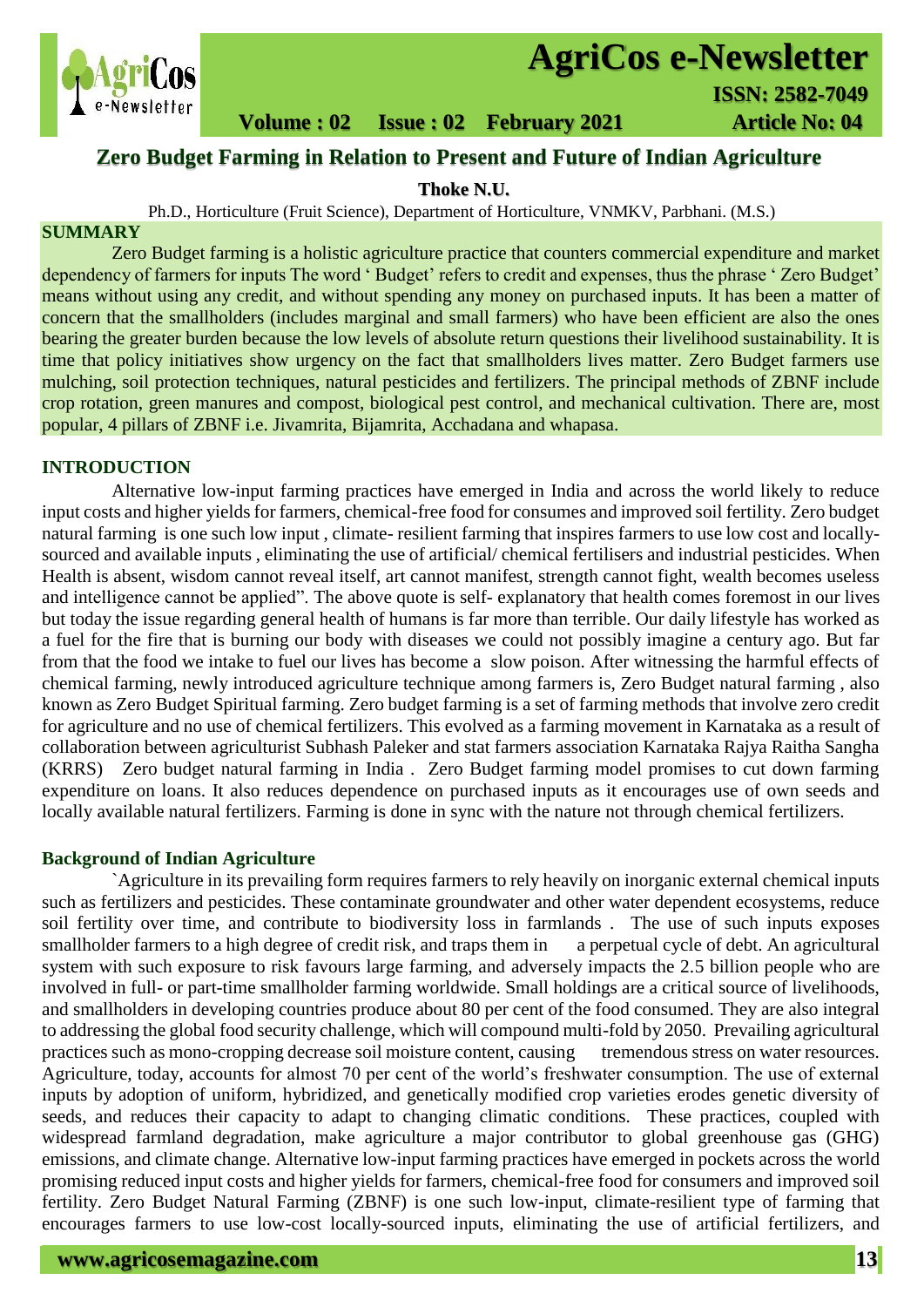# Zero Budget Farming in Relation to Present and Future of Indian Agriculture

**Thoke N.U.**

Ph.D., Horticulture (Fruit Science), Department of Horticulture, VNMKV, Parbhani. (M.S.)

## SUMMARY

Zero Budget farming is a holistic agriculture practice that counters commercial expenditure and market dependency of farmers for inputs The word ' Budget' refers to credit and expenses, thus the phrase ' Zero Budget' means without using any credit, and without spending any money on purchased inputs. It has been a matter of concern that the smallholders (includes marginal and small farmers) who have been efficient are also the ones bearing the greater burden because the low levels of absolute return questions their livelihood sustainability. It is time that policy initiatives show urgency on the fact that smallholders lives matter. Zero Budget farmers use mulching, soil protection techniques, natural pesticides and fertilizers. The principal methods of ZBNF include crop rotation, green manures and compost, biological pest control, and mechanical cultivation. There are, most popular, 4 pillars of ZBNF i.e. Jivamrita, Bijamrita, Acchadana and whapasa.

## INTRODUCTION

Alternative low-input farming practices have emerged in India and across the world likely to reduce input costs and higher yields for farmers, chemical-free food for consumes and improved soil fertility. Zero budget natural farming is one such low input , climate- resilient farming that inspires farmers to use low cost and locally-sourced and available inputs , eliminating the use of artificial/ chemical fertilisers and industrial pesticides. When Health is absent, wisdom cannot reveal itself, art cannot manifest, strength cannot fight, wealth becomes useless and intelligence cannot be applied". The above quote is self- explanatory that health comes foremost in our lives but today the issue regarding general health of humans is far more than terrible. Our daily lifestyle has worked as a fuel for the fire that is burning our body with diseases we could not possibly imagine a century ago. But far from that the food we intake to fuel our lives has become a slow poison. After witnessing the harmful effects of chemical farming, newly introduced agriculture technique among farmers is, Zero Budget natural farming , also known as Zero Budget Spiritual farming. Zero budget farming is a set of farming methods that involve zero credit for agriculture and no use of chemical fertilizers. This evolved as a farming movement in Karnataka as a result of collaboration between agriculturist Subhash Paleker and stat farmers association Karnataka Rajya Raitha Sangha (KRRS) Zero budget natural farming in India . Zero Budget farming model promises to cut down farming expenditure on loans. It also reduces dependence on purchased inputs as it encourages use of own seeds and locally available natural fertilizers. Farming is done in sync with the nature not through chemical fertilizers.

### Background of Indian Agriculture

`Agriculture in its prevailing form requires farmers to rely heavily on inorganic external chemical inputs such as fertilizers and pesticides. These contaminate groundwater and other water dependent ecosystems, reduce soil fertility over time, and contribute to biodiversity loss in farmlands . The use of such inputs exposes smallholder farmers to a high degree of credit risk, and traps them in a perpetual cycle of debt. An agricultural system with such exposure to risk favours large farming, and adversely impacts the 2.5 billion people who are involved in full- or part-time smallholder farming worldwide. Small holdings are a critical source of livelihoods, and smallholders in developing countries produce about 80 per cent of the food consumed. They are also integral to addressing the global food security challenge, which will compound multi-fold by 2050. Prevailing agricultural practices such as mono-cropping decrease soil moisture content, causing tremendous stress on water resources. Agriculture, today, accounts for almost 70 per cent of the world's freshwater consumption. The use of external inputs by adoption of uniform, hybridized, and genetically modified crop varieties erodes genetic diversity of seeds, and reduces their capacity to adapt to changing climatic conditions. These practices, coupled with widespread farmland degradation, make agriculture a major contributor to global greenhouse gas (GHG) emissions, and climate change. Alternative low-input farming practices have emerged in pockets across the world promising reduced input costs and higher yields for farmers, chemical-free food for consumers and improved soil fertility. Zero Budget Natural Farming (ZBNF) is one such low-input, climate-resilient type of farming that encourages farmers to use low-cost locally-sourced inputs, eliminating the use of artificial fertilizers, and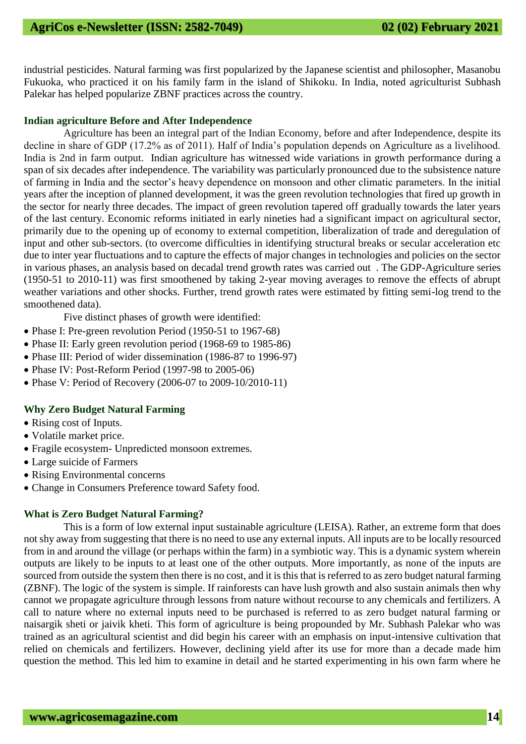industrial pesticides. Natural farming was first popularized by the Japanese scientist and philosopher, Masanobu Fukuoka, who practiced it on his family farm in the island of Shikoku. In India, noted agriculturist Subhash Palekar has helped popularize ZBNF practices across the country.

### Indian agriculture Before and After Independence

Agriculture has been an integral part of the Indian Economy, before and after Independence, despite its decline in share of GDP (17.2% as of 2011). Half of India's population depends on Agriculture as a livelihood. India is 2nd in farm output. Indian agriculture has witnessed wide variations in growth performance during a span of six decades after independence. The variability was particularly pronounced due to the subsistence nature of farming in India and the sector's heavy dependence on monsoon and other climatic parameters. In the initial years after the inception of planned development, it was the green revolution technologies that fired up growth in the sector for nearly three decades. The impact of green revolution tapered off gradually towards the later years of the last century. Economic reforms initiated in early nineties had a significant impact on agricultural sector, primarily due to the opening up of economy to external competition, liberalization of trade and deregulation of input and other sub-sectors. (to overcome difficulties in identifying structural breaks or secular acceleration etc due to inter year fluctuations and to capture the effects of major changes in technologies and policies on the sector in various phases, an analysis based on decadal trend growth rates was carried out . The GDP-Agriculture series (1950-51 to 2010-11) was first smoothened by taking 2-year moving averages to remove the effects of abrupt weather variations and other shocks. Further, trend growth rates were estimated by fitting semi-log trend to the smoothened data).

Five distinct phases of growth were identified:

- Phase I: Pre-green revolution Period (1950-51 to 1967-68)
- Phase II: Early green revolution period (1968-69 to 1985-86)
- Phase III: Period of wider dissemination (1986-87 to 1996-97)
- Phase IV: Post-Reform Period (1997-98 to 2005-06)
- Phase V: Period of Recovery (2006-07 to 2009-10/2010-11)

### Why Zero Budget Natural Farming

- Rising cost of Inputs.
- Volatile market price.
- Fragile ecosystem- Unpredicted monsoon extremes.
- Large suicide of Farmers
- Rising Environmental concerns
- Change in Consumers Preference toward Safety food.

### What is Zero Budget Natural Farming?

This is a form of low external input sustainable agriculture (LEISA). Rather, an extreme form that does not shy away from suggesting that there is no need to use any external inputs. All inputs are to be locally resourced from in and around the village (or perhaps within the farm) in a symbiotic way. This is a dynamic system wherein outputs are likely to be inputs to at least one of the other outputs. More importantly, as none of the inputs are sourced from outside the system then there is no cost, and it is this that is referred to as zero budget natural farming (ZBNF). The logic of the system is simple. If rainforests can have lush growth and also sustain animals then why cannot we propagate agriculture through lessons from nature without recourse to any chemicals and fertilizers. A call to nature where no external inputs need to be purchased is referred to as zero budget natural farming or naisargik sheti or jaivik kheti. This form of agriculture is being propounded by Mr. Subhash Palekar who was trained as an agricultural scientist and did begin his career with an emphasis on input-intensive cultivation that relied on chemicals and fertilizers. However, declining yield after its use for more than a decade made him question the method. This led him to examine in detail and he started experimenting in his own farm where he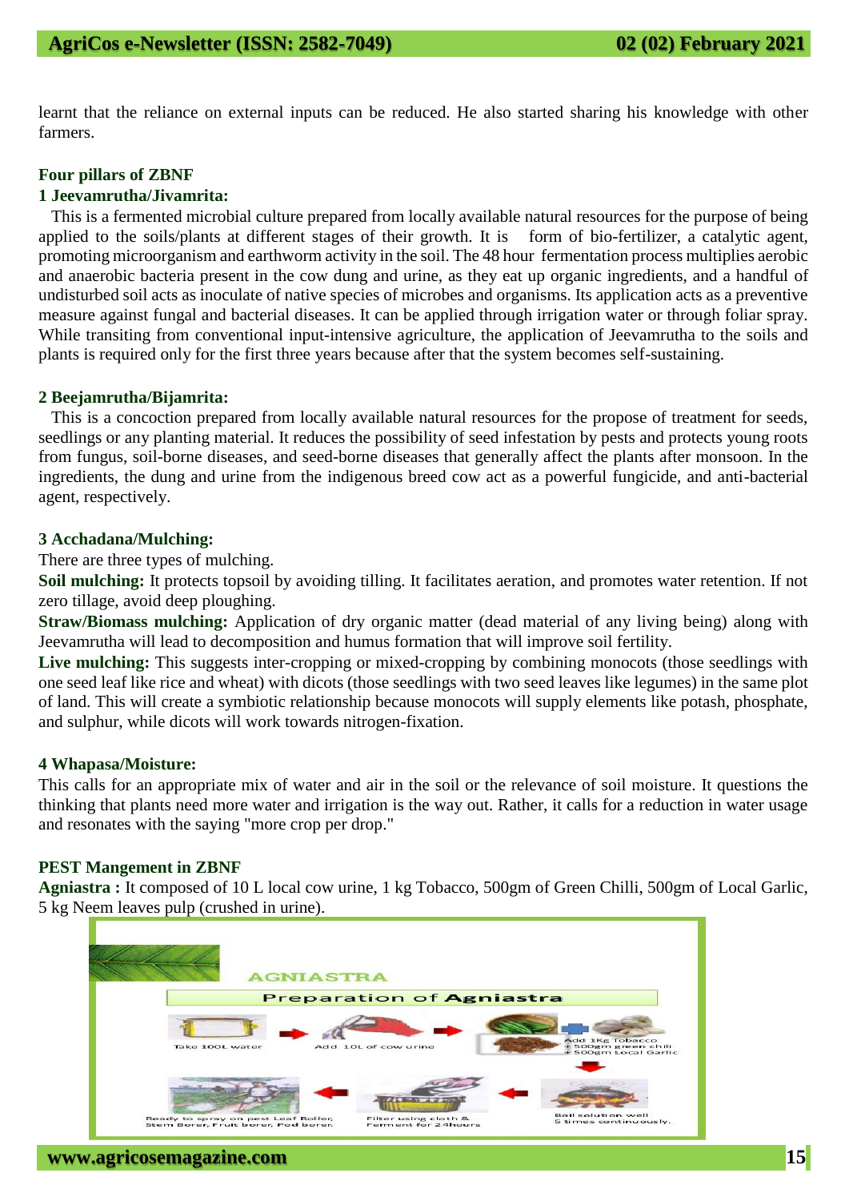learnt that the reliance on external inputs can be reduced. He also started sharing his knowledge with other farmers.

## Four pillars of ZBNF

### 1 Jeevamrutha/Jivamrita:

This is a fermented microbial culture prepared from locally available natural resources for the purpose of being applied to the soils/plants at different stages of their growth. It is form of bio-fertilizer, a catalytic agent, promoting microorganism and earthworm activity in the soil. The 48 hour fermentation process multiplies aerobic and anaerobic bacteria present in the cow dung and urine, as they eat up organic ingredients, and a handful of undisturbed soil acts as inoculate of native species of microbes and organisms. Its application acts as a preventive measure against fungal and bacterial diseases. It can be applied through irrigation water or through foliar spray. While transiting from conventional input-intensive agriculture, the application of Jeevamrutha to the soils and plants is required only for the first three years because after that the system becomes self-sustaining.

### 2 Beejamrutha/Bijamrita:

This is a concoction prepared from locally available natural resources for the propose of treatment for seeds, seedlings or any planting material. It reduces the possibility of seed infestation by pests and protects young roots from fungus, soil-borne diseases, and seed-borne diseases that generally affect the plants after monsoon. In the ingredients, the dung and urine from the indigenous breed cow act as a powerful fungicide, and anti-bacterial agent, respectively.

### 3 Acchadana/Mulching:

There are three types of mulching.

**Soil mulching:** It protects topsoil by avoiding tilling. It facilitates aeration, and promotes water retention. If not zero tillage, avoid deep ploughing.

**Straw/Biomass mulching:** Application of dry organic matter (dead material of any living being) along with Jeevamrutha will lead to decomposition and humus formation that will improve soil fertility.

**Live mulching:** This suggests inter-cropping or mixed-cropping by combining monocots (those seedlings with one seed leaf like rice and wheat) with dicots (those seedlings with two seed leaves like legumes) in the same plot of land. This will create a symbiotic relationship because monocots will supply elements like potash, phosphate, and sulphur, while dicots will work towards nitrogen-fixation.

### 4 Whapasa/Moisture:

This calls for an appropriate mix of water and air in the soil or the relevance of soil moisture. It questions the thinking that plants need more water and irrigation is the way out. Rather, it calls for a reduction in water usage and resonates with the saying "more crop per drop."

## PEST Mangement in ZBNF

**Agniastra :** It composed of 10 L local cow urine, 1 kg Tobacco, 500gm of Green Chilli, 500gm of Local Garlic, 5 kg Neem leaves pulp (crushed in urine).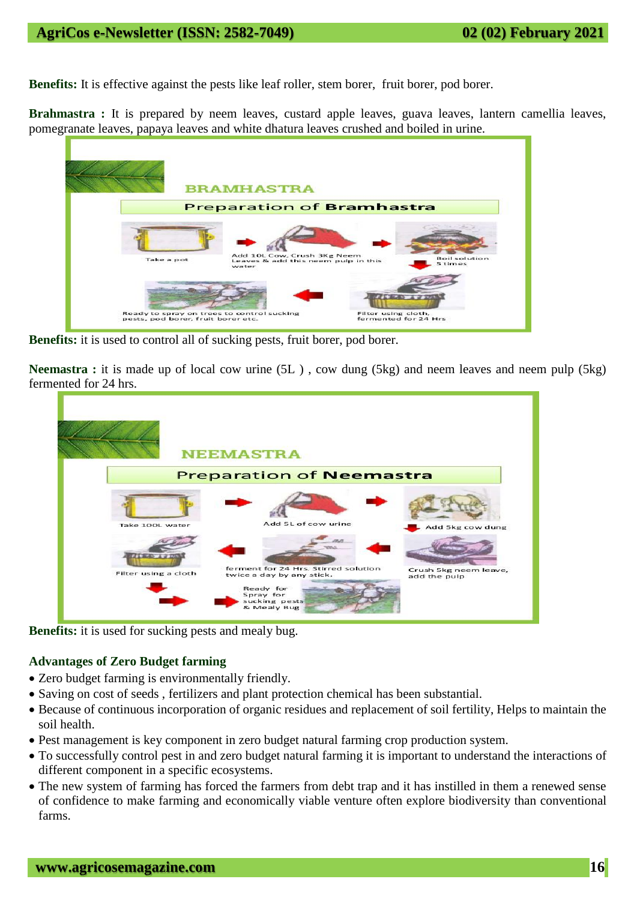**Benefits:** It is effective against the pests like leaf roller, stem borer, fruit borer, pod borer.

**Brahmastra :** It is prepared by neem leaves, custard apple leaves, guava leaves, lantern camellia leaves, pomegranate leaves, papaya leaves and white dhatura leaves crushed and boiled in urine.

**Benefits:** it is used to control all of sucking pests, fruit borer, pod borer.

**Neemastra :** it is made up of local cow urine (5L ) , cow dung (5kg) and neem leaves and neem pulp (5kg) fermented for 24 hrs.

**Benefits:** it is used for sucking pests and mealy bug.

### Advantages of Zero Budget farming

- Zero budget farming is environmentally friendly.
- Saving on cost of seeds , fertilizers and plant protection chemical has been substantial.
- Because of continuous incorporation of organic residues and replacement of soil fertility, Helps to maintain the soil health.
- Pest management is key component in zero budget natural farming crop production system.
- To successfully control pest in and zero budget natural farming it is important to understand the interactions of different component in a specific ecosystems.
- The new system of farming has forced the farmers from debt trap and it has instilled in them a renewed sense of confidence to make farming and economically viable venture often explore biodiversity than conventional farms.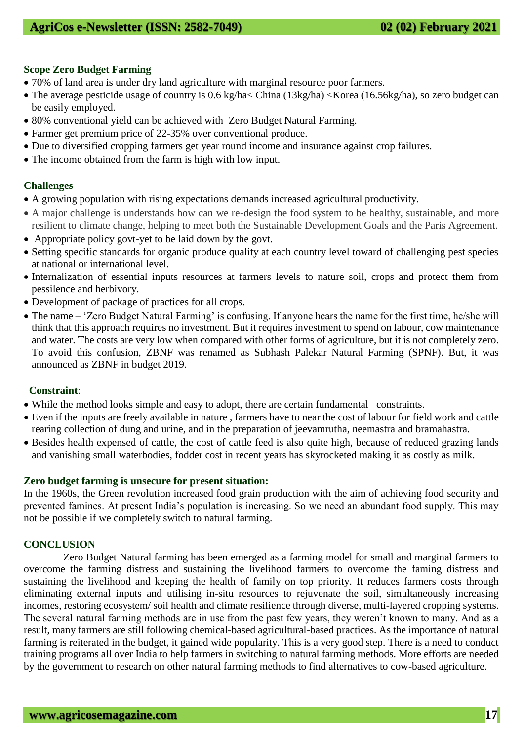**Scope Zero Budget Farming**

- 70% of land area is under dry land agriculture with marginal resource poor farmers.
- The average pesticide usage of country is 0.6 kg/ha< China (13kg/ha) <Korea (16.56kg/ha), so zero budget can be easily employed.
- 80% conventional yield can be achieved with Zero Budget Natural Farming.
- Farmer get premium price of 22-35% over conventional produce.
- Due to diversified cropping farmers get year round income and insurance against crop failures.
- The income obtained from the farm is high with low input.

**Challenges**

- A growing population with rising expectations demands increased agricultural productivity.
- A major challenge is understands how can we re-design the food system to be healthy, sustainable, and more resilient to climate change, helping to meet both the Sustainable Development Goals and the Paris Agreement.
- Appropriate policy govt-yet to be laid down by the govt.
- Setting specific standards for organic produce quality at each country level toward of challenging pest species at national or international level.
- Internalization of essential inputs resources at farmers levels to nature soil, crops and protect them from pessilence and herbivory.
- Development of package of practices for all crops.
- The name – 'Zero Budget Natural Farming' is confusing. If anyone hears the name for the first time, he/she will think that this approach requires no investment. But it requires investment to spend on labour, cow maintenance and water. The costs are very low when compared with other forms of agriculture, but it is not completely zero. To avoid this confusion, ZBNF was renamed as Subhash Palekar Natural Farming (SPNF). But, it was announced as ZBNF in budget 2019.

**Constraint**:

- While the method looks simple and easy to adopt, there are certain fundamental constraints.
- Even if the inputs are freely available in nature , farmers have to near the cost of labour for field work and cattle rearing collection of dung and urine, and in the preparation of jeevamrutha, neemastra and bramahastra.
- Besides health expensed of cattle, the cost of cattle feed is also quite high, because of reduced grazing lands and vanishing small waterbodies, fodder cost in recent years has skyrocketed making it as costly as milk.

**Zero budget farming is unsecure for present situation:**

In the 1960s, the Green revolution increased food grain production with the aim of achieving food security and prevented famines. At present India's population is increasing. So we need an abundant food supply. This may not be possible if we completely switch to natural farming.

**CONCLUSION**

Zero Budget Natural farming has been emerged as a farming model for small and marginal farmers to overcome the farming distress and sustaining the livelihood farmers to overcome the faming distress and sustaining the livelihood and keeping the health of family on top priority. It reduces farmers costs through eliminating external inputs and utilising in-situ resources to rejuvenate the soil, simultaneously increasing incomes, restoring ecosystem/ soil health and climate resilience through diverse, multi-layered cropping systems. The several natural farming methods are in use from the past few years, they weren't known to many. And as a result, many farmers are still following chemical-based agricultural-based practices. As the importance of natural farming is reiterated in the budget, it gained wide popularity. This is a very good step. There is a need to conduct training programs all over India to help farmers in switching to natural farming methods. More efforts are needed by the government to research on other natural farming methods to find alternatives to cow-based agriculture.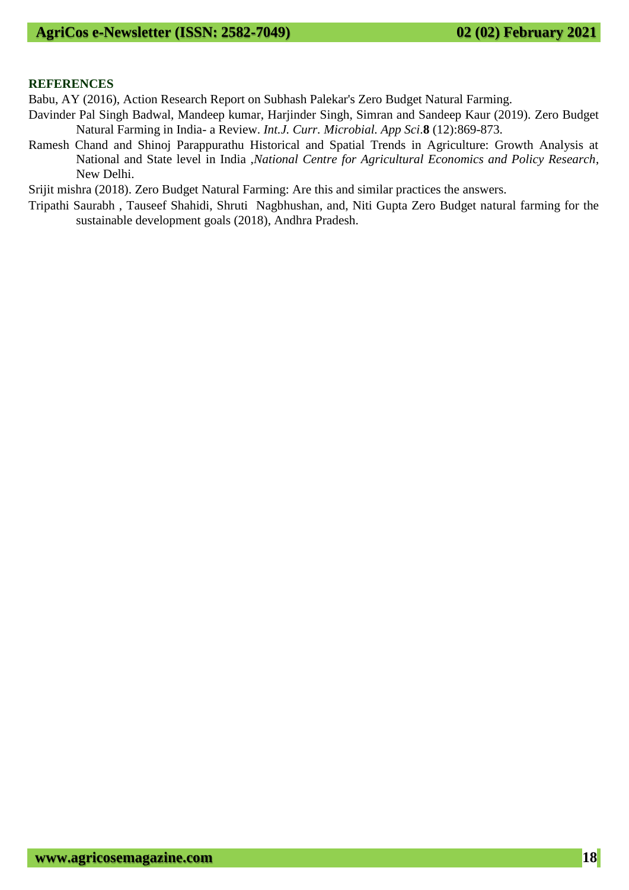## REFERENCES

Babu, AY (2016), Action Research Report on Subhash Palekar's Zero Budget Natural Farming.

Davinder Pal Singh Badwal, Mandeep kumar, Harjinder Singh, Simran and Sandeep Kaur (2019). Zero Budget Natural Farming in India- a Review. *Int.J. Curr. Microbial. App Sci*.**8** (12):869-873.

Ramesh Chand and Shinoj Parappurathu Historical and Spatial Trends in Agriculture: Growth Analysis at National and State level in India ,*National Centre for Agricultural Economics and Policy Research*, New Delhi.

Srijit mishra (2018). Zero Budget Natural Farming: Are this and similar practices the answers.

Tripathi Saurabh , Tauseef Shahidi, Shruti Nagbhushan, and, Niti Gupta Zero Budget natural farming for the sustainable development goals (2018), Andhra Pradesh.